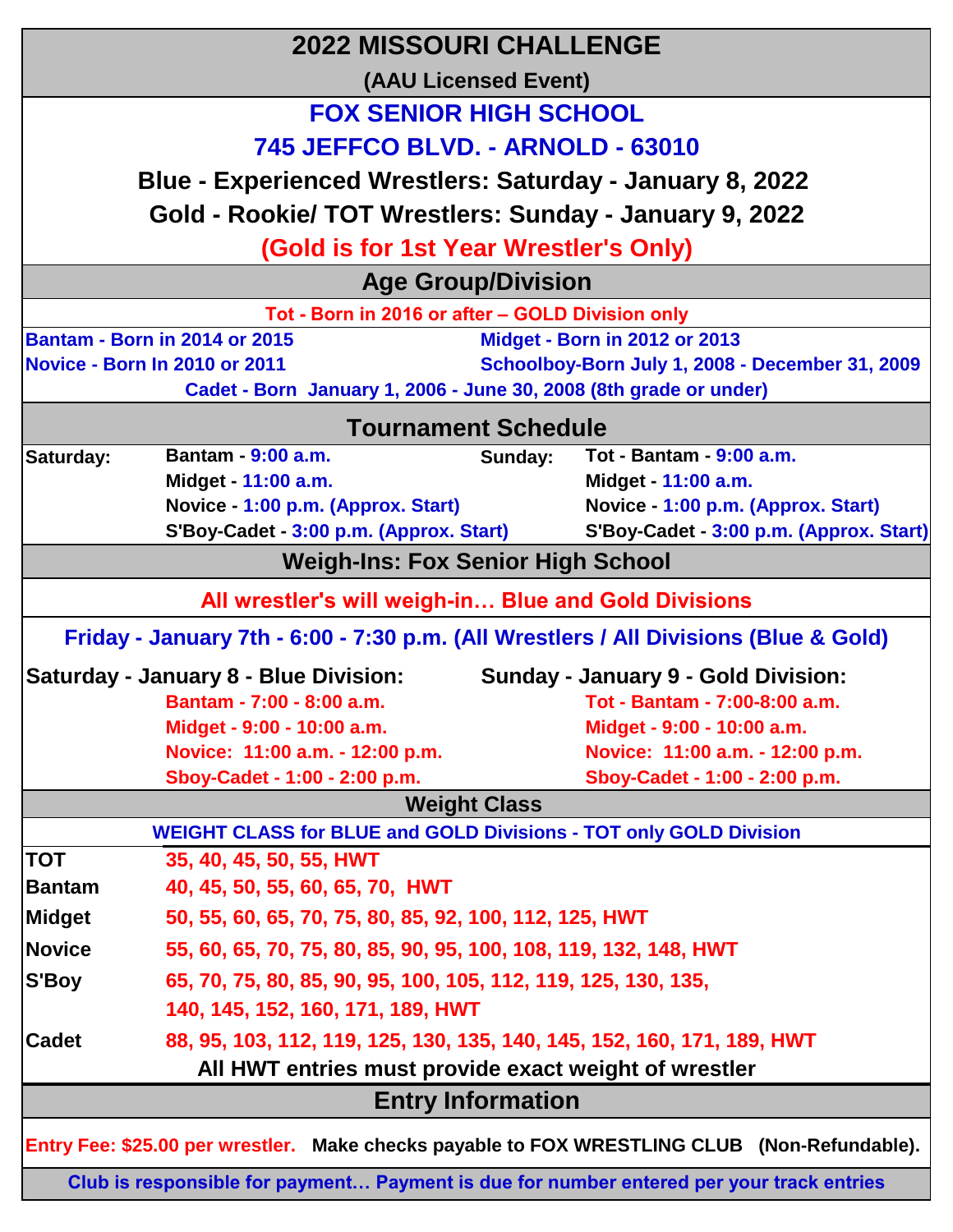# 2022 MISSOURI CHALLENGE

**(AAU Licensed Event)**

**FOX SENIOR HIGH SCHOOL**

**745 JEFFCO BLVD. - ARNOLD - 63010**

**Blue - Experienced Wrestlers: Saturday - January 8, 2022**

**Gold - Rookie/ TOT Wrestlers: Sunday - January 9, 2022**

**(Gold is for 1st Year Wrestler's Only)**

## Age Group/Division

**Tot - Born in 2016 or after – GOLD Division only**

**Bantam - Born in 2014 or 2015**

**Midget - Born in 2012 or 2013**

**Novice - Born In 2010 or 2011**

**Schoolboy-Born July 1, 2008 - December 31, 2009**

**Cadet - Born January 1, 2006 - June 30, 2008 (8th grade or under)**

## Tournament Schedule

| Saturday: | | Sunday: | |
|---|---|---|---|
| | Bantam - 9:00 a.m. | | Tot - Bantam - 9:00 a.m. |
| | Midget - 11:00 a.m. | | Midget - 11:00 a.m. |
| | Novice - 1:00 p.m. (Approx. Start) | | Novice - 1:00 p.m. (Approx. Start) |
| | S'Boy-Cadet - 3:00 p.m. (Approx. Start) | | S'Boy-Cadet - 3:00 p.m. (Approx. Start) |

## Weigh-Ins: Fox Senior High School

**All wrestler's will weigh-in… Blue and Gold Divisions**

**Friday - January 7th - 6:00 - 7:30 p.m. (All Wrestlers / All Divisions (Blue & Gold)**

| Saturday - January 8 - Blue Division: | Sunday - January 9 - Gold Division: |
|---|---|
| Bantam - 7:00 - 8:00 a.m. | Tot - Bantam - 7:00-8:00 a.m. |
| Midget - 9:00 - 10:00 a.m. | Midget - 9:00 - 10:00 a.m. |
| Novice: 11:00 a.m. - 12:00 p.m. | Novice: 11:00 a.m. - 12:00 p.m. |
| Sboy-Cadet - 1:00 - 2:00 p.m. | Sboy-Cadet - 1:00 - 2:00 p.m. |

## Weight Class

**WEIGHT CLASS for BLUE and GOLD Divisions - TOT only GOLD Division**

| Division | Weights |
|---|---|
| TOT | 35, 40, 45, 50, 55, HWT |
| Bantam | 40, 45, 50, 55, 60, 65, 70, HWT |
| Midget | 50, 55, 60, 65, 70, 75, 80, 85, 92, 100, 112, 125, HWT |
| Novice | 55, 60, 65, 70, 75, 80, 85, 90, 95, 100, 108, 119, 132, 148, HWT |
| S'Boy | 65, 70, 75, 80, 85, 90, 95, 100, 105, 112, 119, 125, 130, 135, 140, 145, 152, 160, 171, 189, HWT |
| Cadet | 88, 95, 103, 112, 119, 125, 130, 135, 140, 145, 152, 160, 171, 189, HWT |

**All HWT entries must provide exact weight of wrestler**

## Entry Information

**Entry Fee: $25.00 per wrestler.** **Make checks payable to FOX WRESTLING CLUB (Non-Refundable).**

**Club is responsible for payment… Payment is due for number entered per your track entries**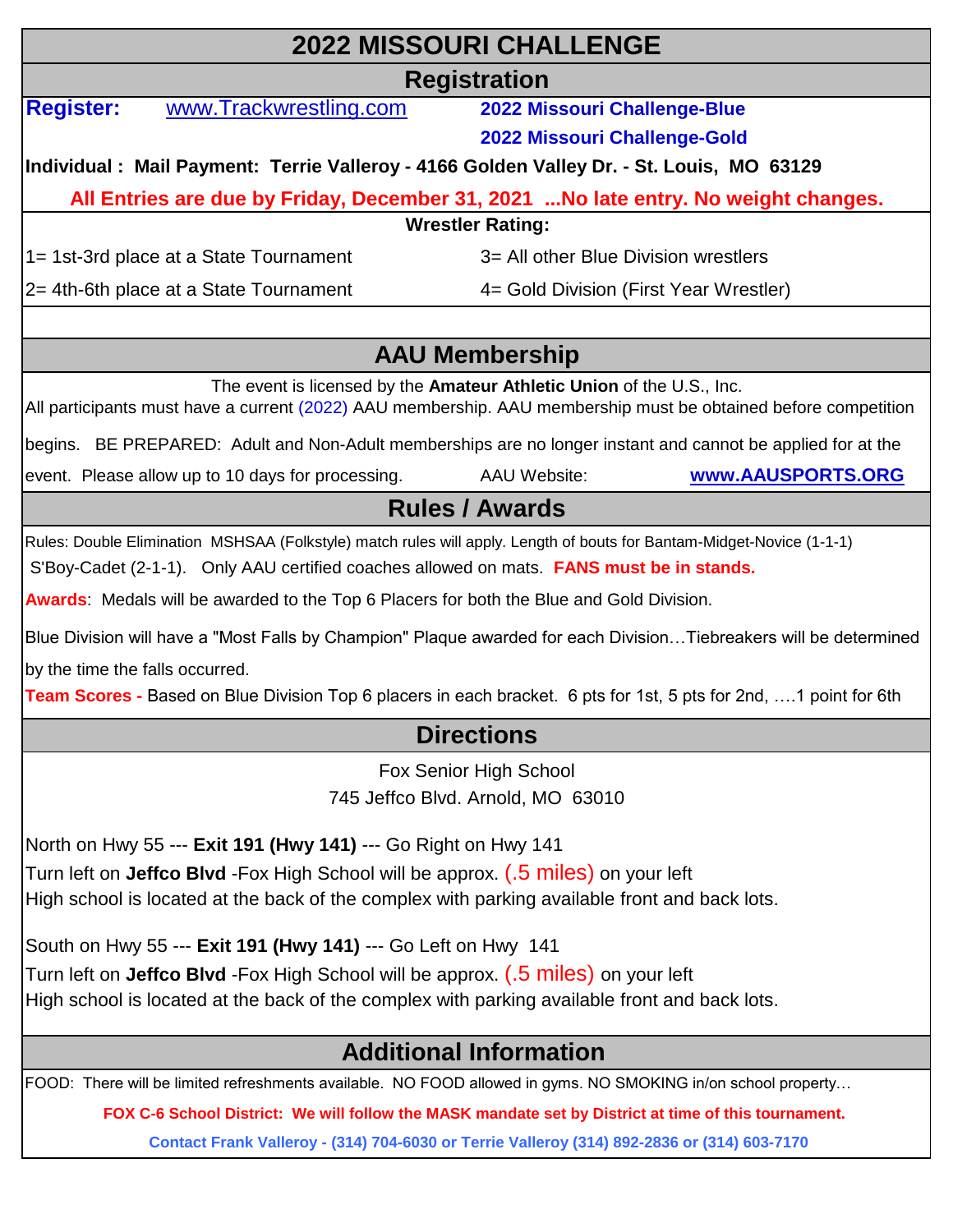# 2022 MISSOURI CHALLENGE

## Registration

**Register:** www.Trackwrestling.com **2022 Missouri Challenge-Blue**

**2022 Missouri Challenge-Gold**

**Individual : Mail Payment: Terrie Valleroy - 4166 Golden Valley Dr. - St. Louis, MO 63129**

**All Entries are due by Friday, December 31, 2021 ...No late entry. No weight changes.**

**Wrestler Rating:**

| | |
|---|---|
| 1= 1st-3rd place at a State Tournament | 3= All other Blue Division wrestlers |
| 2= 4th-6th place at a State Tournament | 4= Gold Division (First Year Wrestler) |

## AAU Membership

The event is licensed by the **Amateur Athletic Union** of the U.S., Inc.

All participants must have a current (2022) AAU membership. AAU membership must be obtained before competition begins. BE PREPARED: Adult and Non-Adult memberships are no longer instant and cannot be applied for at the event. Please allow up to 10 days for processing. AAU Website: **www.AAUSPORTS.ORG**

## Rules / Awards

Rules: Double Elimination MSHSAA (Folkstyle) match rules will apply. Length of bouts for Bantam-Midget-Novice (1-1-1) S'Boy-Cadet (2-1-1). Only AAU certified coaches allowed on mats. **FANS must be in stands.**

**Awards**: Medals will be awarded to the Top 6 Placers for both the Blue and Gold Division.

Blue Division will have a "Most Falls by Champion" Plaque awarded for each Division…Tiebreakers will be determined by the time the falls occurred.

**Team Scores -** Based on Blue Division Top 6 placers in each bracket. 6 pts for 1st, 5 pts for 2nd, ….1 point for 6th

## Directions

Fox Senior High School
745 Jeffco Blvd. Arnold, MO 63010

North on Hwy 55 --- **Exit 191 (Hwy 141)** --- Go Right on Hwy 141
Turn left on **Jeffco Blvd** -Fox High School will be approx. (.5 miles) on your left
High school is located at the back of the complex with parking available front and back lots.

South on Hwy 55 --- **Exit 191 (Hwy 141)** --- Go Left on Hwy 141
Turn left on **Jeffco Blvd** -Fox High School will be approx. (.5 miles) on your left
High school is located at the back of the complex with parking available front and back lots.

## Additional Information

FOOD: There will be limited refreshments available. NO FOOD allowed in gyms. NO SMOKING in/on school property…

**FOX C-6 School District: We will follow the MASK mandate set by District at time of this tournament.**

**Contact Frank Valleroy - (314) 704-6030 or Terrie Valleroy (314) 892-2836 or (314) 603-7170**